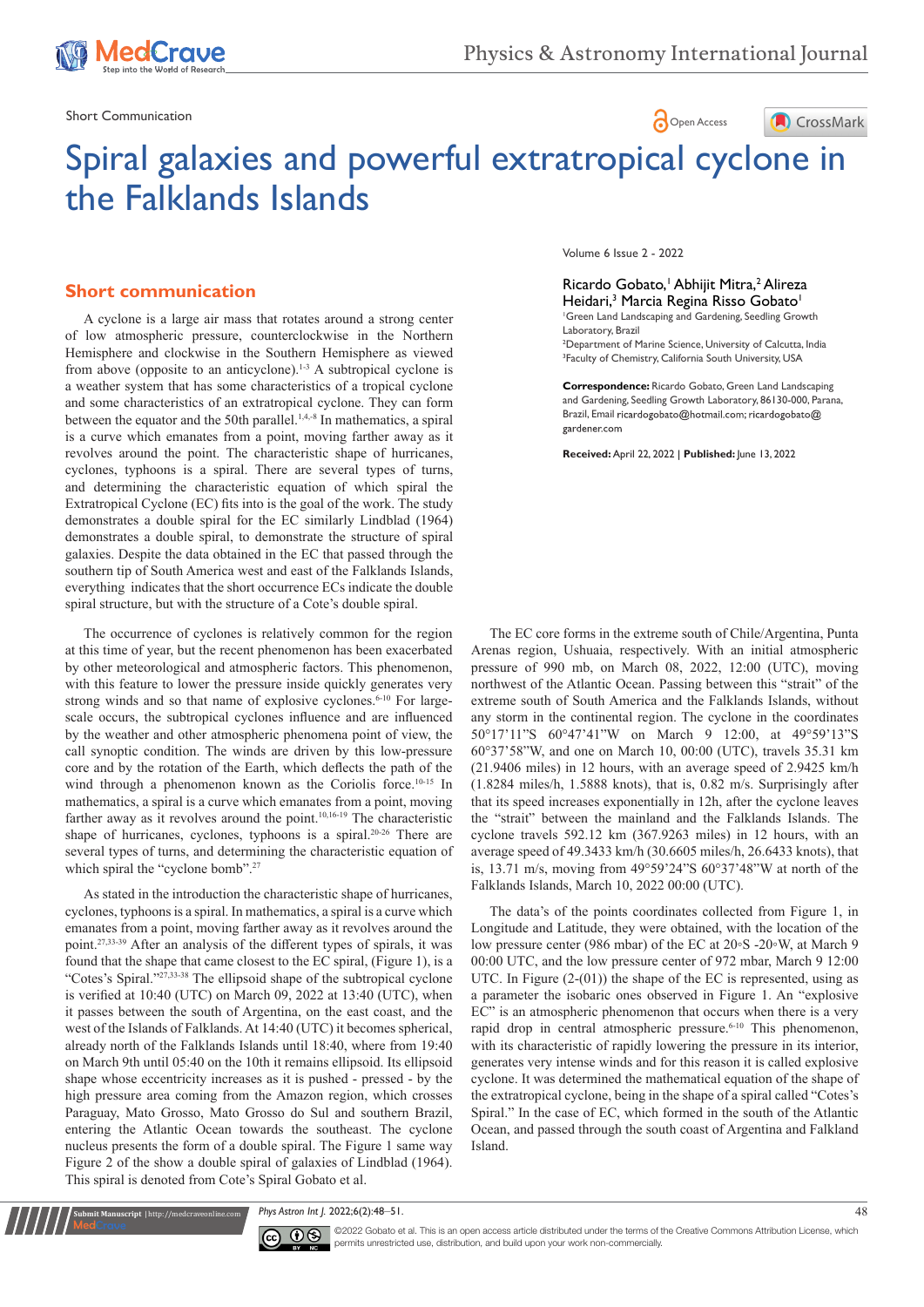Short Communication

# Spiral galaxies and powerful extratropical cyclone in the Falklands Islands

Volume 6 Issue 2 - 2022

Ricardo Gobato,[1] Abhijit Mitra,[2] Alireza Heidari,[3] Marcia Regina Risso Gobato[1]

[1]Green Land Landscaping and Gardening, Seedling Growth Laboratory, Brazil
[2]Department of Marine Science, University of Calcutta, India
[3]Faculty of Chemistry, California South University, USA

**Correspondence:** Ricardo Gobato, Green Land Landscaping and Gardening, Seedling Growth Laboratory, 86130-000, Parana, Brazil, Email ricardogobato@hotmail.com; ricardogobato@gardener.com

**Received:** April 22, 2022 | **Published:** June 13, 2022

## Short communication

A cyclone is a large air mass that rotates around a strong center of low atmospheric pressure, counterclockwise in the Northern Hemisphere and clockwise in the Southern Hemisphere as viewed from above (opposite to an anticyclone).[1-3] A subtropical cyclone is a weather system that has some characteristics of a tropical cyclone and some characteristics of an extratropical cyclone. They can form between the equator and the 50th parallel.[1,4-8] In mathematics, a spiral is a curve which emanates from a point, moving farther away as it revolves around the point. The characteristic shape of hurricanes, cyclones, typhoons is a spiral. There are several types of turns, and determining the characteristic equation of which spiral the Extratropical Cyclone (EC) fits into is the goal of the work. The study demonstrates a double spiral for the EC similarly Lindblad (1964) demonstrates a double spiral, to demonstrate the structure of spiral galaxies. Despite the data obtained in the EC that passed through the southern tip of South America west and east of the Falklands Islands, everything indicates that the short occurrence ECs indicate the double spiral structure, but with the structure of a Cote's double spiral.

The occurrence of cyclones is relatively common for the region at this time of year, but the recent phenomenon has been exacerbated by other meteorological and atmospheric factors. This phenomenon, with this feature to lower the pressure inside quickly generates very strong winds and so that name of explosive cyclones.[6-10] For large-scale occurs, the subtropical cyclones influence and are influenced by the weather and other atmospheric phenomena point of view, the call synoptic condition. The winds are driven by this low-pressure core and by the rotation of the Earth, which deflects the path of the wind through a phenomenon known as the Coriolis force.[10-15] In mathematics, a spiral is a curve which emanates from a point, moving farther away as it revolves around the point.[10,16-19] The characteristic shape of hurricanes, cyclones, typhoons is a spiral.[20-26] There are several types of turns, and determining the characteristic equation of which spiral the "cyclone bomb".[27]

As stated in the introduction the characteristic shape of hurricanes, cyclones, typhoons is a spiral. In mathematics, a spiral is a curve which emanates from a point, moving farther away as it revolves around the point.[27,33-39] After an analysis of the different types of spirals, it was found that the shape that came closest to the EC spiral, (Figure 1), is a "Cotes's Spiral."[27,33-38] The ellipsoid shape of the subtropical cyclone is verified at 10:40 (UTC) on March 09, 2022 at 13:40 (UTC), when it passes between the south of Argentina, on the east coast, and the west of the Islands of Falklands. At 14:40 (UTC) it becomes spherical, already north of the Falklands Islands until 18:40, where from 19:40 on March 9th until 05:40 on the 10th it remains ellipsoid. Its ellipsoid shape whose eccentricity increases as it is pushed - pressed - by the high pressure area coming from the Amazon region, which crosses Paraguay, Mato Grosso, Mato Grosso do Sul and southern Brazil, entering the Atlantic Ocean towards the southeast. The cyclone nucleus presents the form of a double spiral. The Figure 1 same way Figure 2 of the show a double spiral of galaxies of Lindblad (1964). This spiral is denoted from Cote's Spiral Gobato et al.

The EC core forms in the extreme south of Chile/Argentina, Punta Arenas region, Ushuaia, respectively. With an initial atmospheric pressure of 990 mb, on March 08, 2022, 12:00 (UTC), moving northwest of the Atlantic Ocean. Passing between this "strait" of the extreme south of South America and the Falklands Islands, without any storm in the continental region. The cyclone in the coordinates 50°17'11"S 60°47'41"W on March 9 12:00, at 49°59'13"S 60°37'58"W, and one on March 10, 00:00 (UTC), travels 35.31 km (21.9406 miles) in 12 hours, with an average speed of 2.9425 km/h (1.8284 miles/h, 1.5888 knots), that is, 0.82 m/s. Surprisingly after that its speed increases exponentially in 12h, after the cyclone leaves the "strait" between the mainland and the Falklands Islands. The cyclone travels 592.12 km (367.9263 miles) in 12 hours, with an average speed of 49.3433 km/h (30.6605 miles/h, 26.6433 knots), that is, 13.71 m/s, moving from 49°59'24"S 60°37'48"W at north of the Falklands Islands, March 10, 2022 00:00 (UTC).

The data's of the points coordinates collected from Figure 1, in Longitude and Latitude, they were obtained, with the location of the low pressure center (986 mbar) of the EC at 20∘S -20∘W, at March 9 00:00 UTC, and the low pressure center of 972 mbar, March 9 12:00 UTC. In Figure (2-(01)) the shape of the EC is represented, using as a parameter the isobaric ones observed in Figure 1. An "explosive EC" is an atmospheric phenomenon that occurs when there is a very rapid drop in central atmospheric pressure.[6-10] This phenomenon, with its characteristic of rapidly lowering the pressure in its interior, generates very intense winds and for this reason it is called explosive cyclone. It was determined the mathematical equation of the shape of the extratropical cyclone, being in the shape of a spiral called "Cotes's Spiral." In the case of EC, which formed in the south of the Atlantic Ocean, and passed through the south coast of Argentina and Falkland Island.

©2022 Gobato et al. This is an open access article distributed under the terms of the Creative Commons Attribution License, which permits unrestricted use, distribution, and build upon your work non-commercially.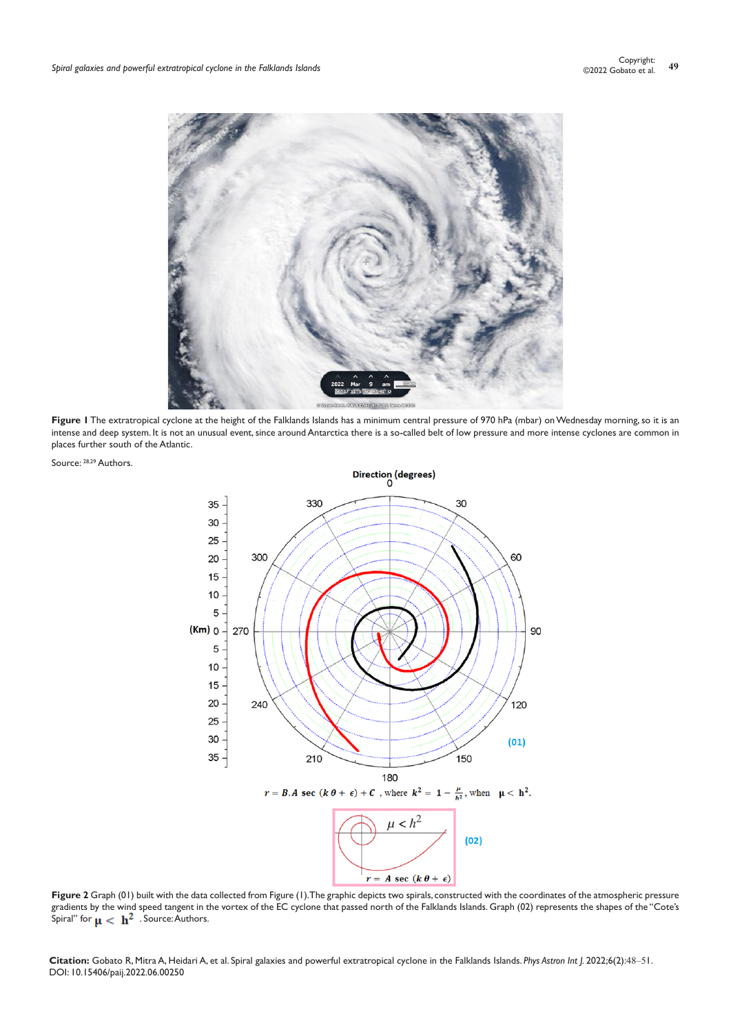**Figure 1** The extratropical cyclone at the height of the Falklands Islands has a minimum central pressure of 970 hPa (mbar) on Wednesday morning, so it is an intense and deep system. It is not an unusual event, since around Antarctica there is a so-called belt of low pressure and more intense cyclones are common in places further south of the Atlantic.

Source: [28,29] Authors.

$$r = B.A \sec(k\theta + \epsilon) + C \text{ , where } k^2 = 1 - \frac{\mu}{h^2}\text{, when } \mu < h^2.$$

**Figure 2** Graph (01) built with the data collected from Figure (1). The graphic depicts two spirals, constructed with the coordinates of the atmospheric pressure gradients by the wind speed tangent in the vortex of the EC cyclone that passed north of the Falklands Islands. Graph (02) represents the shapes of the "Cote's Spiral" for $\mu < h^2$. Source: Authors.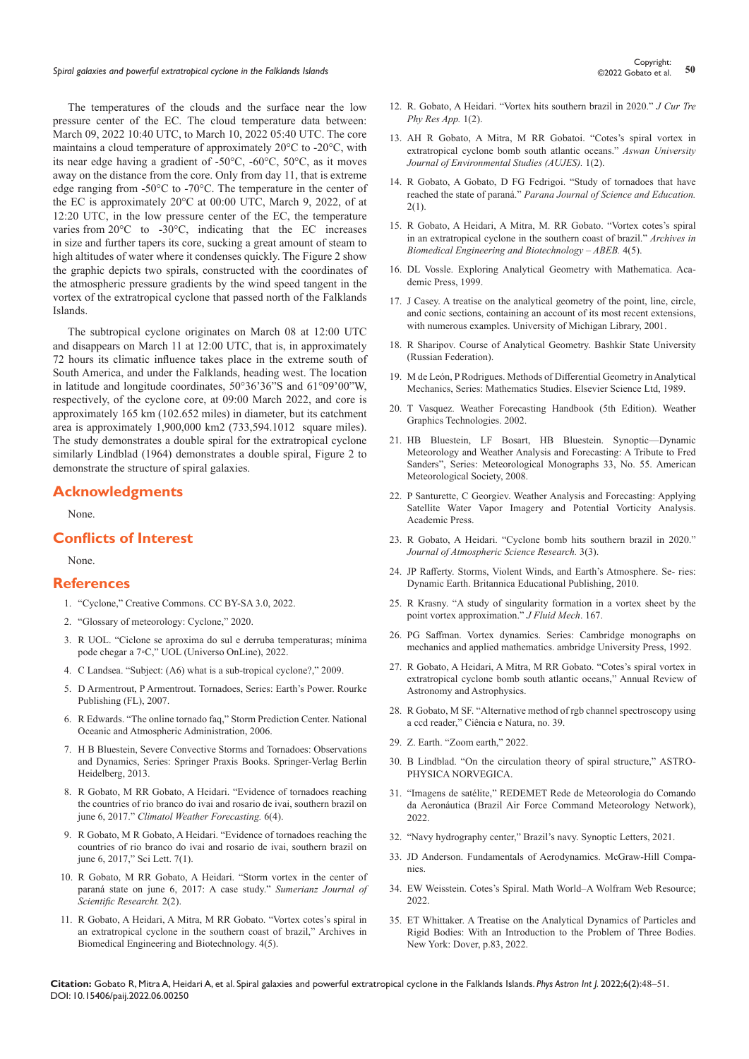The temperatures of the clouds and the surface near the low pressure center of the EC. The cloud temperature data between: March 09, 2022 10:40 UTC, to March 10, 2022 05:40 UTC. The core maintains a cloud temperature of approximately 20°C to -20°C, with its near edge having a gradient of -50°C, -60°C, 50°C, as it moves away on the distance from the core. Only from day 11, that is extreme edge ranging from -50°C to -70°C. The temperature in the center of the EC is approximately 20°C at 00:00 UTC, March 9, 2022, of at 12:20 UTC, in the low pressure center of the EC, the temperature varies from 20°C to -30°C, indicating that the EC increases in size and further tapers its core, sucking a great amount of steam to high altitudes of water where it condenses quickly. The Figure 2 show the graphic depicts two spirals, constructed with the coordinates of the atmospheric pressure gradients by the wind speed tangent in the vortex of the extratropical cyclone that passed north of the Falklands Islands.

The subtropical cyclone originates on March 08 at 12:00 UTC and disappears on March 11 at 12:00 UTC, that is, in approximately 72 hours its climatic influence takes place in the extreme south of South America, and under the Falklands, heading west. The location in latitude and longitude coordinates, 50°36'36"S and 61°09'00"W, respectively, of the cyclone core, at 09:00 March 2022, and core is approximately 165 km (102.652 miles) in diameter, but its catchment area is approximately 1,900,000 km2 (733,594.1012 square miles). The study demonstrates a double spiral for the extratropical cyclone similarly Lindblad (1964) demonstrates a double spiral, Figure 2 to demonstrate the structure of spiral galaxies.

## Acknowledgments

None.

## Conflicts of Interest

None.

## References

1. "Cyclone," Creative Commons. CC BY-SA 3.0, 2022.
2. "Glossary of meteorology: Cyclone," 2020.
3. R UOL. "Ciclone se aproxima do sul e derruba temperaturas; mínima pode chegar a 7◦C," UOL (Universo OnLine), 2022.
4. C Landsea. "Subject: (A6) what is a sub-tropical cyclone?," 2009.
5. D Armentrout, P Armentrout. Tornadoes, Series: Earth's Power. Rourke Publishing (FL), 2007.
6. R Edwards. "The online tornado faq," Storm Prediction Center. National Oceanic and Atmospheric Administration, 2006.
7. H B Bluestein, Severe Convective Storms and Tornadoes: Observations and Dynamics, Series: Springer Praxis Books. Springer-Verlag Berlin Heidelberg, 2013.
8. R Gobato, M RR Gobato, A Heidari. "Evidence of tornadoes reaching the countries of rio branco do ivai and rosario de ivai, southern brazil on june 6, 2017." *Climatol Weather Forecasting.* 6(4).
9. R Gobato, M R Gobato, A Heidari. "Evidence of tornadoes reaching the countries of rio branco do ivai and rosario de ivai, southern brazil on june 6, 2017," Sci Lett. 7(1).
10. R Gobato, M RR Gobato, A Heidari. "Storm vortex in the center of paraná state on june 6, 2017: A case study." *Sumerianz Journal of Scientific Research.* 2(2).
11. R Gobato, A Heidari, A Mitra, M RR Gobato. "Vortex cotes's spiral in an extratropical cyclone in the southern coast of brazil," Archives in Biomedical Engineering and Biotechnology. 4(5).
12. R. Gobato, A Heidari. "Vortex hits southern brazil in 2020." *J Cur Tre Phy Res App.* 1(2).
13. AH R Gobato, A Mitra, M RR Gobatoi. "Cotes's spiral vortex in extratropical cyclone bomb south atlantic oceans." *Aswan University Journal of Environmental Studies (AUJES).* 1(2).
14. R Gobato, A Gobato, D FG Fedrigoi. "Study of tornadoes that have reached the state of paraná." *Parana Journal of Science and Education.* 2(1).
15. R Gobato, A Heidari, A Mitra, M. RR Gobato. "Vortex cotes's spiral in an extratropical cyclone in the southern coast of brazil." *Archives in Biomedical Engineering and Biotechnology – ABEB.* 4(5).
16. DL Vossle. Exploring Analytical Geometry with Mathematica. Academic Press, 1999.
17. J Casey. A treatise on the analytical geometry of the point, line, circle, and conic sections, containing an account of its most recent extensions, with numerous examples. University of Michigan Library, 2001.
18. R Sharipov. Course of Analytical Geometry. Bashkir State University (Russian Federation).
19. M de León, P Rodrigues. Methods of Differential Geometry in Analytical Mechanics, Series: Mathematics Studies. Elsevier Science Ltd, 1989.
20. T Vasquez. Weather Forecasting Handbook (5th Edition). Weather Graphics Technologies. 2002.
21. HB Bluestein, LF Bosart, HB Bluestein. Synoptic—Dynamic Meteorology and Weather Analysis and Forecasting: A Tribute to Fred Sanders", Series: Meteorological Monographs 33, No. 55. American Meteorological Society, 2008.
22. P Santurette, C Georgiev. Weather Analysis and Forecasting: Applying Satellite Water Vapor Imagery and Potential Vorticity Analysis. Academic Press.
23. R Gobato, A Heidari. "Cyclone bomb hits southern brazil in 2020." *Journal of Atmospheric Science Research.* 3(3).
24. JP Rafferty. Storms, Violent Winds, and Earth's Atmosphere. Se- ries: Dynamic Earth. Britannica Educational Publishing, 2010.
25. R Krasny. "A study of singularity formation in a vortex sheet by the point vortex approximation." *J Fluid Mech.* 167.
26. PG Saffman. Vortex dynamics. Series: Cambridge monographs on mechanics and applied mathematics. ambridge University Press, 1992.
27. R Gobato, A Heidari, A Mitra, M RR Gobato. "Cotes's spiral vortex in extratropical cyclone bomb south atlantic oceans," Annual Review of Astronomy and Astrophysics.
28. R Gobato, M SF. "Alternative method of rgb channel spectroscopy using a ccd reader," Ciência e Natura, no. 39.
29. Z. Earth. "Zoom earth," 2022.
30. B Lindblad. "On the circulation theory of spiral structure," ASTROPHYSICA NORVEGICA.
31. "Imagens de satélite," REDEMET Rede de Meteorologia do Comando da Aeronáutica (Brazil Air Force Command Meteorology Network), 2022.
32. "Navy hydrography center," Brazil's navy. Synoptic Letters, 2021.
33. JD Anderson. Fundamentals of Aerodynamics. McGraw-Hill Companies.
34. EW Weisstein. Cotes's Spiral. Math World–A Wolfram Web Resource; 2022.
35. ET Whittaker. A Treatise on the Analytical Dynamics of Particles and Rigid Bodies: With an Introduction to the Problem of Three Bodies. New York: Dover, p.83, 2022.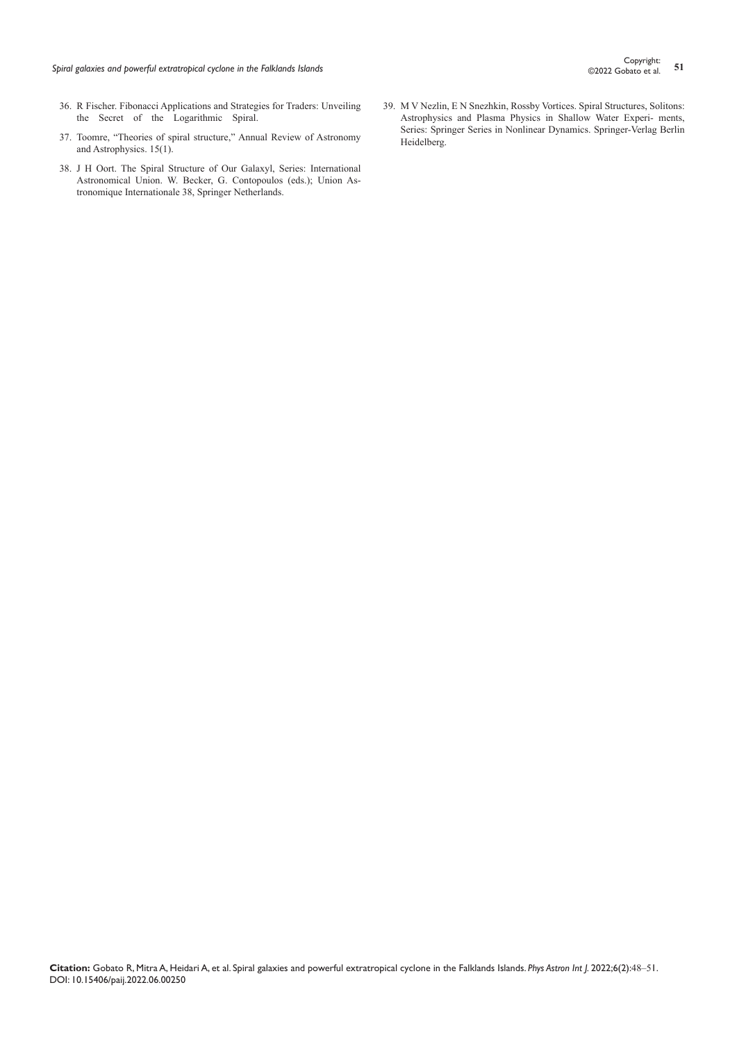36. R Fischer. Fibonacci Applications and Strategies for Traders: Unveiling the Secret of the Logarithmic Spiral.
37. Toomre, "Theories of spiral structure," Annual Review of Astronomy and Astrophysics. 15(1).
38. J H Oort. The Spiral Structure of Our Galaxyl, Series: International Astronomical Union. W. Becker, G. Contopoulos (eds.); Union Astronomique Internationale 38, Springer Netherlands.
39. M V Nezlin, E N Snezhkin, Rossby Vortices. Spiral Structures, Solitons: Astrophysics and Plasma Physics in Shallow Water Experi- ments, Series: Springer Series in Nonlinear Dynamics. Springer-Verlag Berlin Heidelberg.